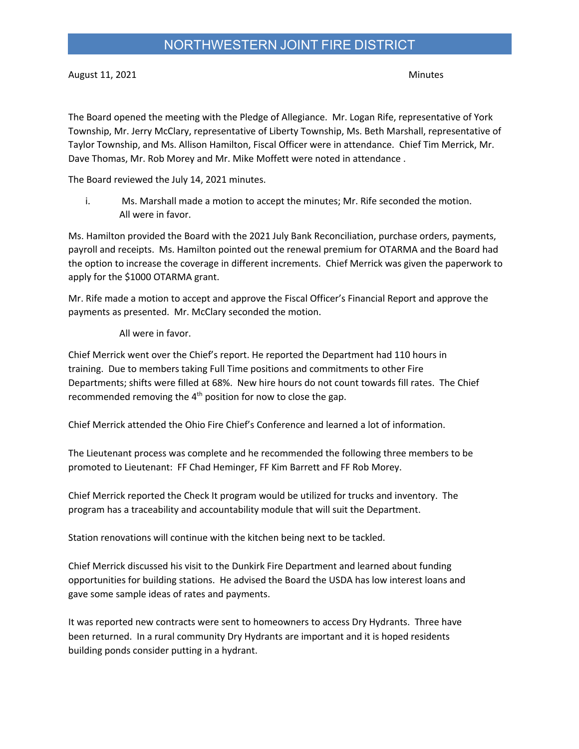# NORTHWESTERN JOINT FIRE DISTRICT

August 11, 2021 Minutes

The Board opened the meeting with the Pledge of Allegiance. Mr. Logan Rife, representative of York Township, Mr. Jerry McClary, representative of Liberty Township, Ms. Beth Marshall, representative of Taylor Township, and Ms. Allison Hamilton, Fiscal Officer were in attendance. Chief Tim Merrick, Mr. Dave Thomas, Mr. Rob Morey and Mr. Mike Moffett were noted in attendance .

The Board reviewed the July 14, 2021 minutes.

i. Ms. Marshall made a motion to accept the minutes; Mr. Rife seconded the motion. All were in favor.

Ms. Hamilton provided the Board with the 2021 July Bank Reconciliation, purchase orders, payments, payroll and receipts. Ms. Hamilton pointed out the renewal premium for OTARMA and the Board had the option to increase the coverage in different increments. Chief Merrick was given the paperwork to apply for the $1000 OTARMA grant.

Mr. Rife made a motion to accept and approve the Fiscal Officer's Financial Report and approve the payments as presented. Mr. McClary seconded the motion.

All were in favor.

Chief Merrick went over the Chief's report. He reported the Department had 110 hours in training. Due to members taking Full Time positions and commitments to other Fire Departments; shifts were filled at 68%. New hire hours do not count towards fill rates. The Chief recommended removing the 4th position for now to close the gap.

Chief Merrick attended the Ohio Fire Chief's Conference and learned a lot of information.

The Lieutenant process was complete and he recommended the following three members to be promoted to Lieutenant: FF Chad Heminger, FF Kim Barrett and FF Rob Morey.

Chief Merrick reported the Check It program would be utilized for trucks and inventory. The program has a traceability and accountability module that will suit the Department.

Station renovations will continue with the kitchen being next to be tackled.

Chief Merrick discussed his visit to the Dunkirk Fire Department and learned about funding opportunities for building stations. He advised the Board the USDA has low interest loans and gave some sample ideas of rates and payments.

It was reported new contracts were sent to homeowners to access Dry Hydrants. Three have been returned. In a rural community Dry Hydrants are important and it is hoped residents building ponds consider putting in a hydrant.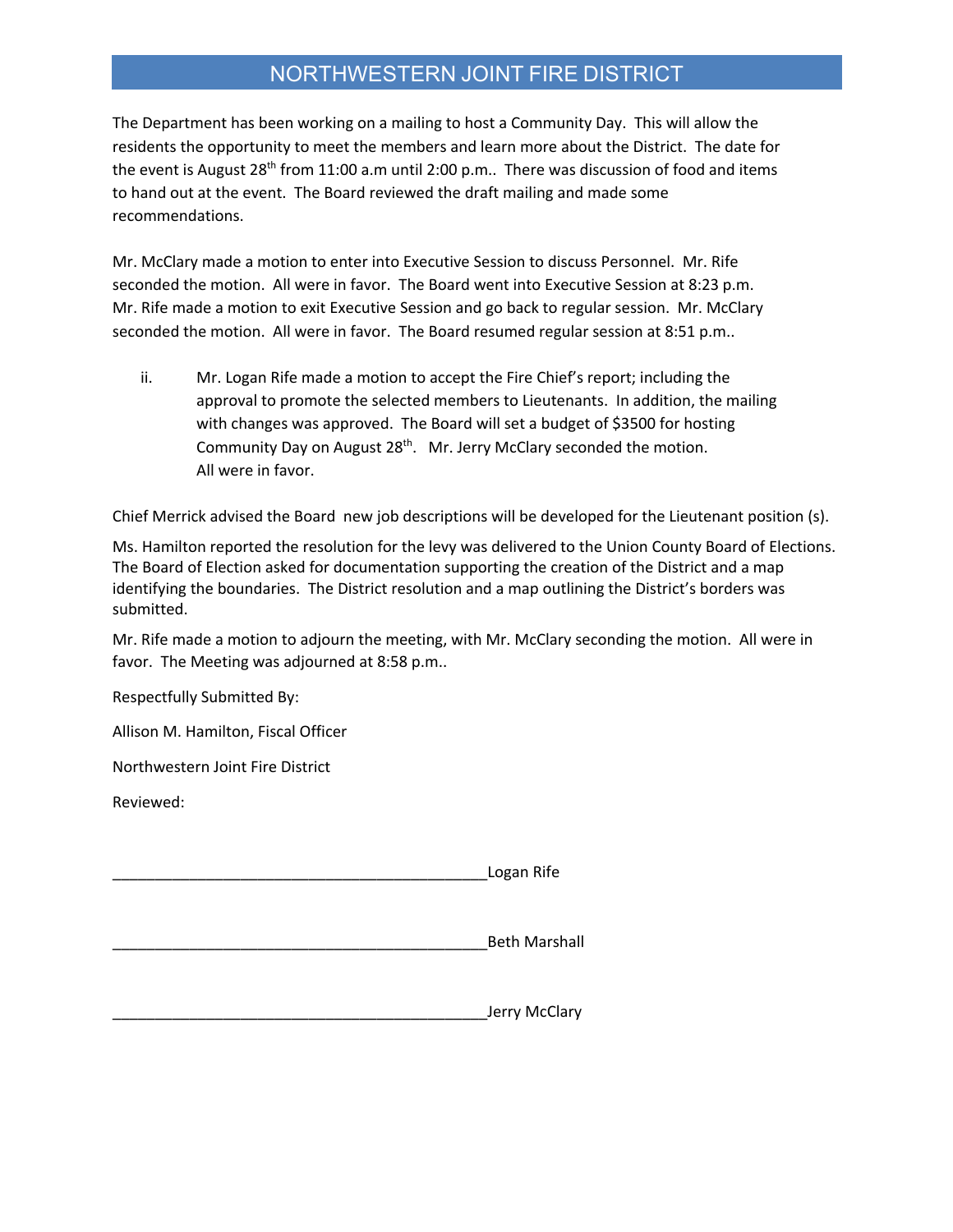# NORTHWESTERN JOINT FIRE DISTRICT

The Department has been working on a mailing to host a Community Day. This will allow the residents the opportunity to meet the members and learn more about the District. The date for the event is August 28th from 11:00 a.m until 2:00 p.m.. There was discussion of food and items to hand out at the event. The Board reviewed the draft mailing and made some recommendations.

Mr. McClary made a motion to enter into Executive Session to discuss Personnel. Mr. Rife seconded the motion. All were in favor. The Board went into Executive Session at 8:23 p.m. Mr. Rife made a motion to exit Executive Session and go back to regular session. Mr. McClary seconded the motion. All were in favor. The Board resumed regular session at 8:51 p.m..

ii. Mr. Logan Rife made a motion to accept the Fire Chief's report; including the approval to promote the selected members to Lieutenants. In addition, the mailing with changes was approved. The Board will set a budget of $3500 for hosting Community Day on August 28th. Mr. Jerry McClary seconded the motion. All were in favor.

Chief Merrick advised the Board new job descriptions will be developed for the Lieutenant position (s).

Ms. Hamilton reported the resolution for the levy was delivered to the Union County Board of Elections. The Board of Election asked for documentation supporting the creation of the District and a map identifying the boundaries. The District resolution and a map outlining the District's borders was submitted.

Mr. Rife made a motion to adjourn the meeting, with Mr. McClary seconding the motion. All were in favor. The Meeting was adjourned at 8:58 p.m..

Respectfully Submitted By:

Allison M. Hamilton, Fiscal Officer

Northwestern Joint Fire District

Reviewed:

_____________________________________________Logan Rife

_____________________________________________Beth Marshall

_____________________________________________Jerry McClary